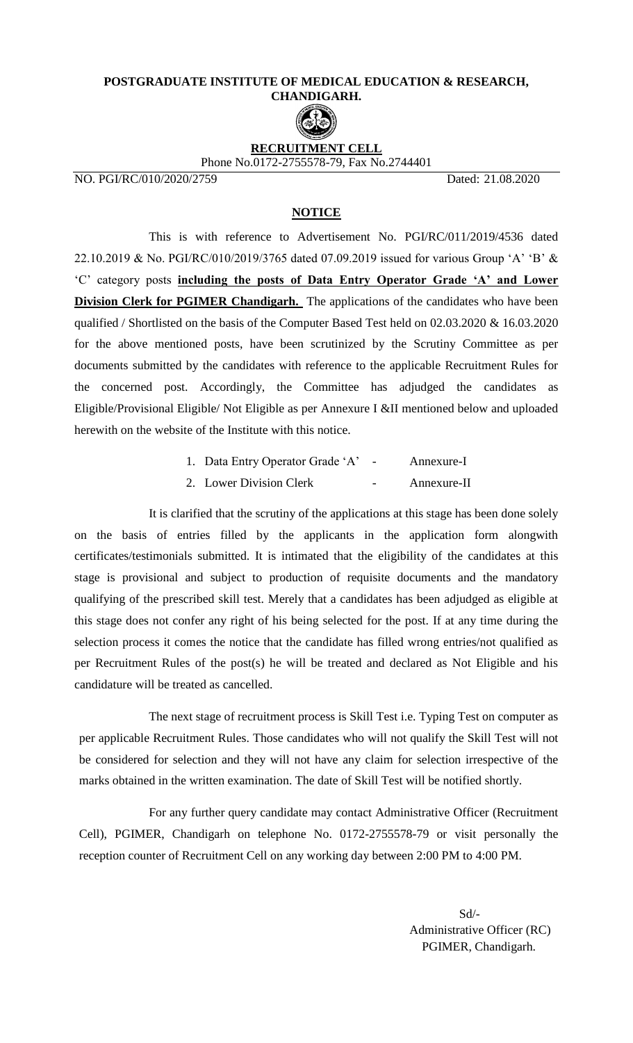# POSTGRADUATE INSTITUTE OF MEDICAL EDUCATION & RESEARCH, CHANDIGARH.

## RECRUITMENT CELL

Phone No.0172-2755578-79, Fax No.2744401

NO. PGI/RC/010/2020/2759 Dated: 21.08.2020

## NOTICE

This is with reference to Advertisement No. PGI/RC/011/2019/4536 dated 22.10.2019 & No. PGI/RC/010/2019/3765 dated 07.09.2019 issued for various Group 'A' 'B' & 'C' category posts **including the posts of Data Entry Operator Grade 'A' and Lower Division Clerk for PGIMER Chandigarh.** The applications of the candidates who have been qualified / Shortlisted on the basis of the Computer Based Test held on 02.03.2020 & 16.03.2020 for the above mentioned posts, have been scrutinized by the Scrutiny Committee as per documents submitted by the candidates with reference to the applicable Recruitment Rules for the concerned post. Accordingly, the Committee has adjudged the candidates as Eligible/Provisional Eligible/ Not Eligible as per Annexure I &II mentioned below and uploaded herewith on the website of the Institute with this notice.

1. Data Entry Operator Grade 'A' - Annexure-I
2. Lower Division Clerk - Annexure-II

It is clarified that the scrutiny of the applications at this stage has been done solely on the basis of entries filled by the applicants in the application form alongwith certificates/testimonials submitted. It is intimated that the eligibility of the candidates at this stage is provisional and subject to production of requisite documents and the mandatory qualifying of the prescribed skill test. Merely that a candidates has been adjudged as eligible at this stage does not confer any right of his being selected for the post. If at any time during the selection process it comes the notice that the candidate has filled wrong entries/not qualified as per Recruitment Rules of the post(s) he will be treated and declared as Not Eligible and his candidature will be treated as cancelled.

The next stage of recruitment process is Skill Test i.e. Typing Test on computer as per applicable Recruitment Rules. Those candidates who will not qualify the Skill Test will not be considered for selection and they will not have any claim for selection irrespective of the marks obtained in the written examination. The date of Skill Test will be notified shortly.

For any further query candidate may contact Administrative Officer (Recruitment Cell), PGIMER, Chandigarh on telephone No. 0172-2755578-79 or visit personally the reception counter of Recruitment Cell on any working day between 2:00 PM to 4:00 PM.

Sd/-
Administrative Officer (RC)
PGIMER, Chandigarh.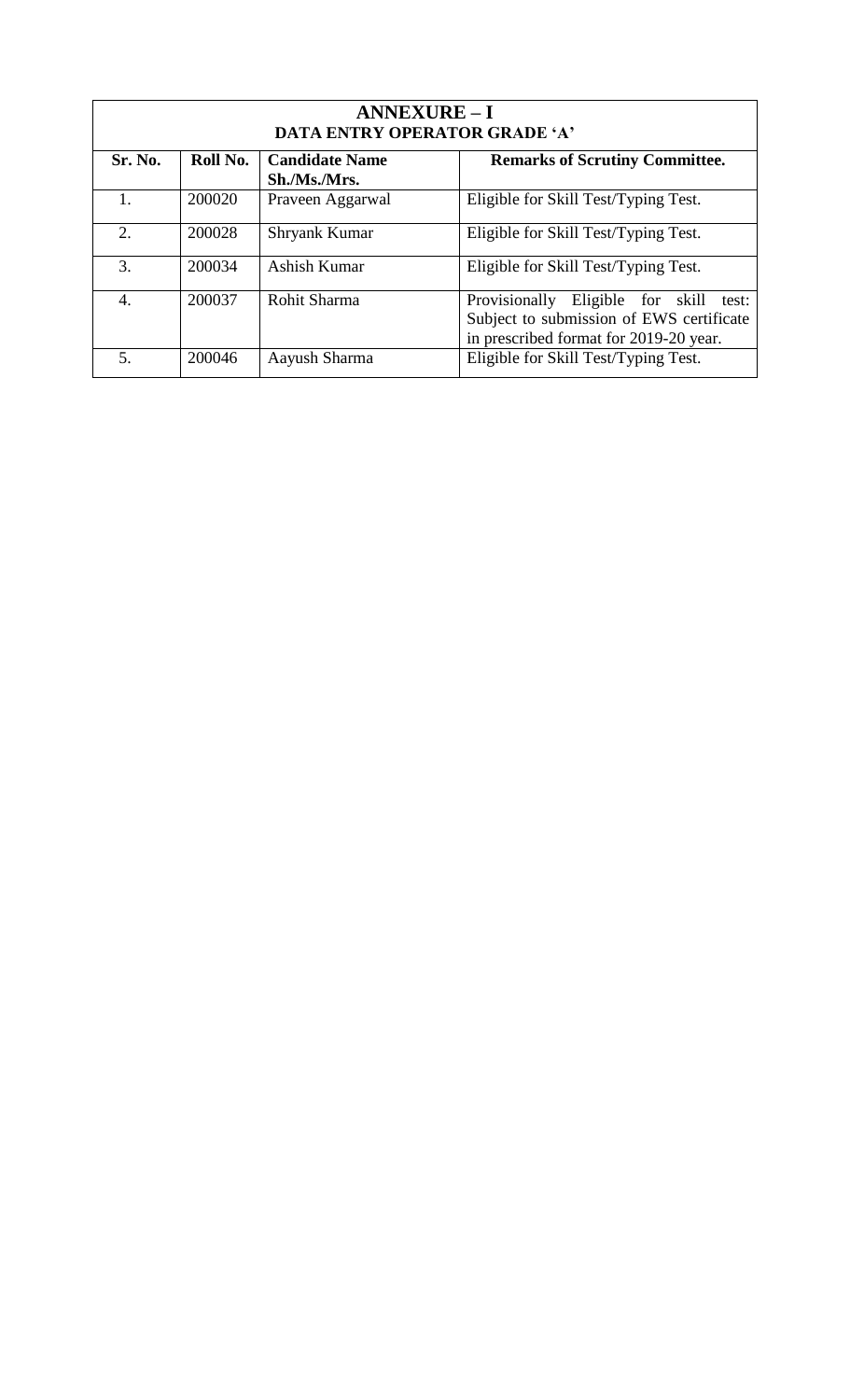## ANNEXURE – I

### DATA ENTRY OPERATOR GRADE 'A'

| Sr. No. | Roll No. | Candidate Name Sh./Ms./Mrs. | Remarks of Scrutiny Committee. |
|---|---|---|---|
| 1. | 200020 | Praveen Aggarwal | Eligible for Skill Test/Typing Test. |
| 2. | 200028 | Shryank Kumar | Eligible for Skill Test/Typing Test. |
| 3. | 200034 | Ashish Kumar | Eligible for Skill Test/Typing Test. |
| 4. | 200037 | Rohit Sharma | Provisionally Eligible for skill test: Subject to submission of EWS certificate in prescribed format for 2019-20 year. |
| 5. | 200046 | Aayush Sharma | Eligible for Skill Test/Typing Test. |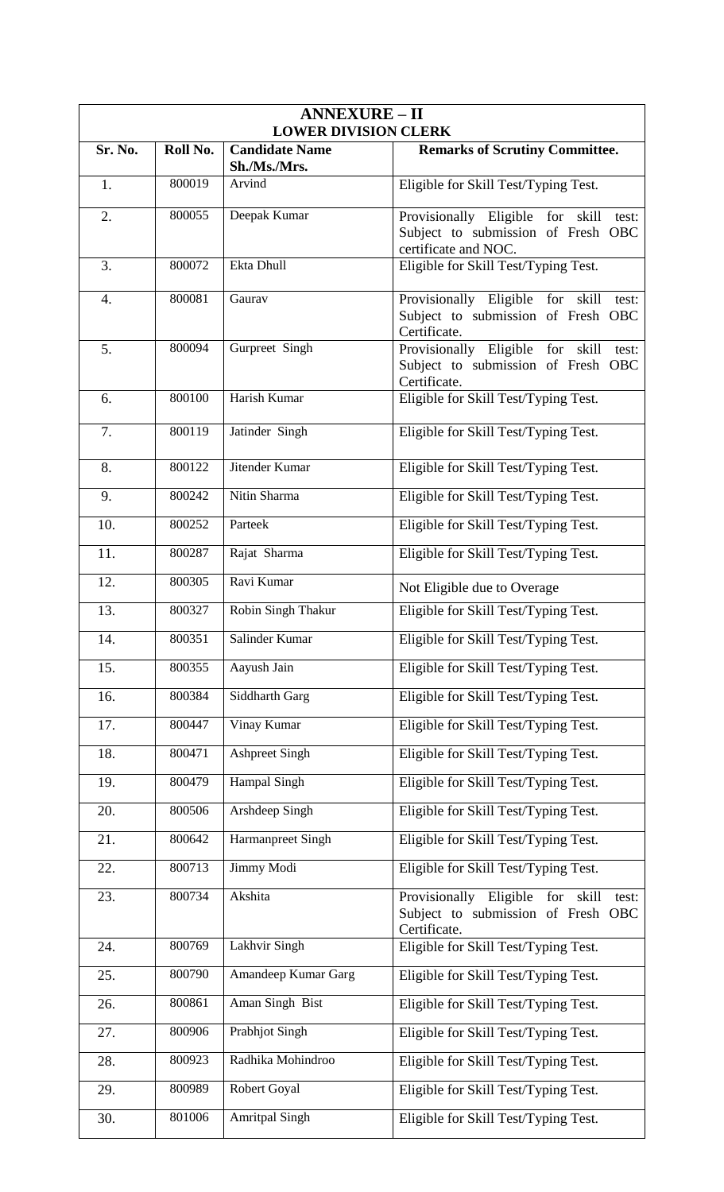| ANNEXURE – II<br>LOWER DIVISION CLERK | | | |
|---|---|---|---|
| **Sr. No.** | **Roll No.** | **Candidate Name Sh./Ms./Mrs.** | **Remarks of Scrutiny Committee.** |
| 1. | 800019 | Arvind | Eligible for Skill Test/Typing Test. |
| 2. | 800055 | Deepak Kumar | Provisionally Eligible for skill test: Subject to submission of Fresh OBC certificate and NOC. |
| 3. | 800072 | Ekta Dhull | Eligible for Skill Test/Typing Test. |
| 4. | 800081 | Gaurav | Provisionally Eligible for skill test: Subject to submission of Fresh OBC Certificate. |
| 5. | 800094 | Gurpreet Singh | Provisionally Eligible for skill test: Subject to submission of Fresh OBC Certificate. |
| 6. | 800100 | Harish Kumar | Eligible for Skill Test/Typing Test. |
| 7. | 800119 | Jatinder Singh | Eligible for Skill Test/Typing Test. |
| 8. | 800122 | Jitender Kumar | Eligible for Skill Test/Typing Test. |
| 9. | 800242 | Nitin Sharma | Eligible for Skill Test/Typing Test. |
| 10. | 800252 | Parteek | Eligible for Skill Test/Typing Test. |
| 11. | 800287 | Rajat Sharma | Eligible for Skill Test/Typing Test. |
| 12. | 800305 | Ravi Kumar | Not Eligible due to Overage |
| 13. | 800327 | Robin Singh Thakur | Eligible for Skill Test/Typing Test. |
| 14. | 800351 | Salinder Kumar | Eligible for Skill Test/Typing Test. |
| 15. | 800355 | Aayush Jain | Eligible for Skill Test/Typing Test. |
| 16. | 800384 | Siddharth Garg | Eligible for Skill Test/Typing Test. |
| 17. | 800447 | Vinay Kumar | Eligible for Skill Test/Typing Test. |
| 18. | 800471 | Ashpreet Singh | Eligible for Skill Test/Typing Test. |
| 19. | 800479 | Hampal Singh | Eligible for Skill Test/Typing Test. |
| 20. | 800506 | Arshdeep Singh | Eligible for Skill Test/Typing Test. |
| 21. | 800642 | Harmanpreet Singh | Eligible for Skill Test/Typing Test. |
| 22. | 800713 | Jimmy Modi | Eligible for Skill Test/Typing Test. |
| 23. | 800734 | Akshita | Provisionally Eligible for skill test: Subject to submission of Fresh OBC Certificate. |
| 24. | 800769 | Lakhvir Singh | Eligible for Skill Test/Typing Test. |
| 25. | 800790 | Amandeep Kumar Garg | Eligible for Skill Test/Typing Test. |
| 26. | 800861 | Aman Singh Bist | Eligible for Skill Test/Typing Test. |
| 27. | 800906 | Prabhjot Singh | Eligible for Skill Test/Typing Test. |
| 28. | 800923 | Radhika Mohindroo | Eligible for Skill Test/Typing Test. |
| 29. | 800989 | Robert Goyal | Eligible for Skill Test/Typing Test. |
| 30. | 801006 | Amritpal Singh | Eligible for Skill Test/Typing Test. |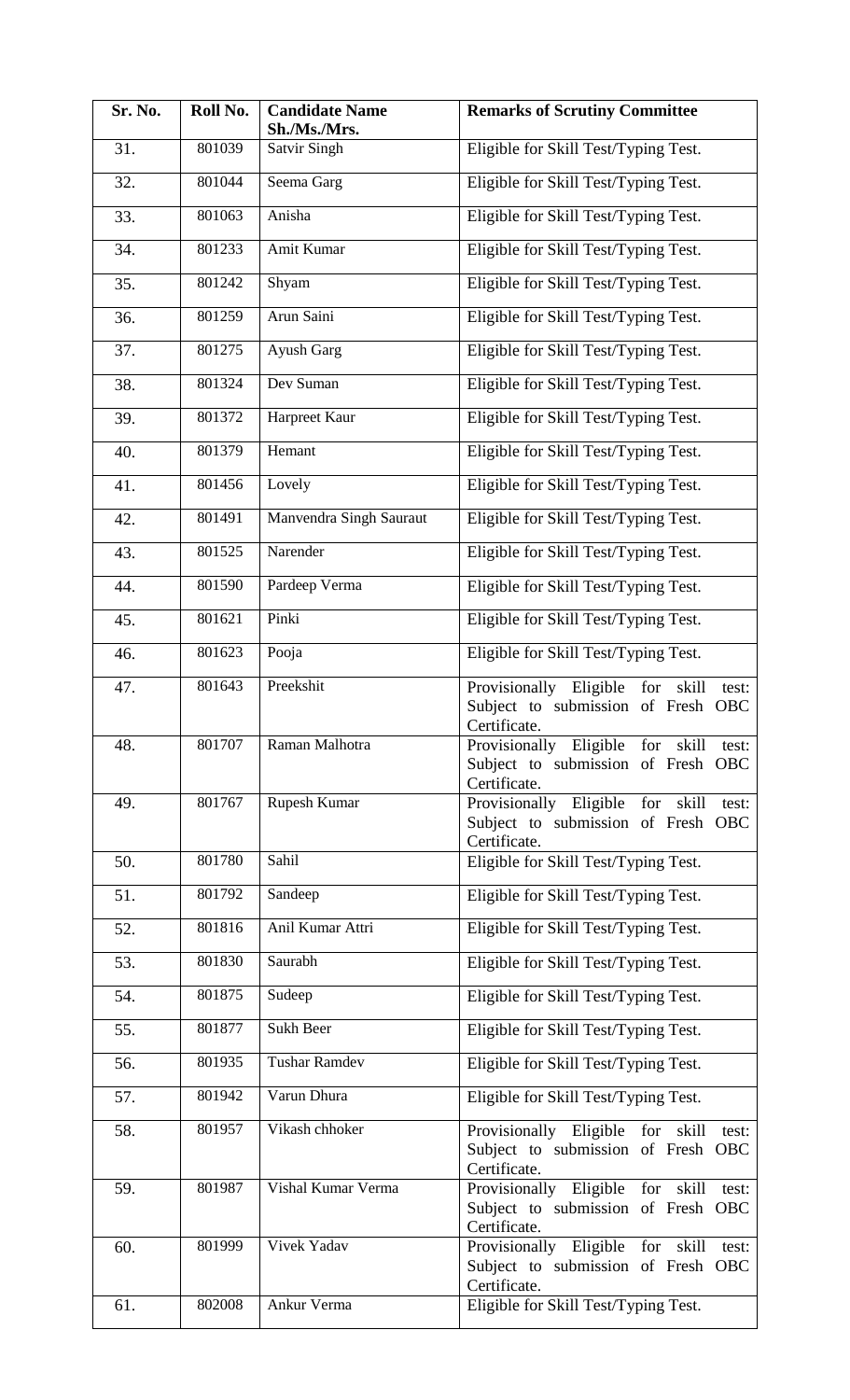| Sr. No. | Roll No. | Candidate Name Sh./Ms./Mrs. | Remarks of Scrutiny Committee |
|---|---|---|---|
| 31. | 801039 | Satvir Singh | Eligible for Skill Test/Typing Test. |
| 32. | 801044 | Seema Garg | Eligible for Skill Test/Typing Test. |
| 33. | 801063 | Anisha | Eligible for Skill Test/Typing Test. |
| 34. | 801233 | Amit Kumar | Eligible for Skill Test/Typing Test. |
| 35. | 801242 | Shyam | Eligible for Skill Test/Typing Test. |
| 36. | 801259 | Arun Saini | Eligible for Skill Test/Typing Test. |
| 37. | 801275 | Ayush Garg | Eligible for Skill Test/Typing Test. |
| 38. | 801324 | Dev Suman | Eligible for Skill Test/Typing Test. |
| 39. | 801372 | Harpreet Kaur | Eligible for Skill Test/Typing Test. |
| 40. | 801379 | Hemant | Eligible for Skill Test/Typing Test. |
| 41. | 801456 | Lovely | Eligible for Skill Test/Typing Test. |
| 42. | 801491 | Manvendra Singh Sauraut | Eligible for Skill Test/Typing Test. |
| 43. | 801525 | Narender | Eligible for Skill Test/Typing Test. |
| 44. | 801590 | Pardeep Verma | Eligible for Skill Test/Typing Test. |
| 45. | 801621 | Pinki | Eligible for Skill Test/Typing Test. |
| 46. | 801623 | Pooja | Eligible for Skill Test/Typing Test. |
| 47. | 801643 | Preekshit | Provisionally Eligible for skill test: Subject to submission of Fresh OBC Certificate. |
| 48. | 801707 | Raman Malhotra | Provisionally Eligible for skill test: Subject to submission of Fresh OBC Certificate. |
| 49. | 801767 | Rupesh Kumar | Provisionally Eligible for skill test: Subject to submission of Fresh OBC Certificate. |
| 50. | 801780 | Sahil | Eligible for Skill Test/Typing Test. |
| 51. | 801792 | Sandeep | Eligible for Skill Test/Typing Test. |
| 52. | 801816 | Anil Kumar Attri | Eligible for Skill Test/Typing Test. |
| 53. | 801830 | Saurabh | Eligible for Skill Test/Typing Test. |
| 54. | 801875 | Sudeep | Eligible for Skill Test/Typing Test. |
| 55. | 801877 | Sukh Beer | Eligible for Skill Test/Typing Test. |
| 56. | 801935 | Tushar Ramdev | Eligible for Skill Test/Typing Test. |
| 57. | 801942 | Varun Dhura | Eligible for Skill Test/Typing Test. |
| 58. | 801957 | Vikash chhoker | Provisionally Eligible for skill test: Subject to submission of Fresh OBC Certificate. |
| 59. | 801987 | Vishal Kumar Verma | Provisionally Eligible for skill test: Subject to submission of Fresh OBC Certificate. |
| 60. | 801999 | Vivek Yadav | Provisionally Eligible for skill test: Subject to submission of Fresh OBC Certificate. |
| 61. | 802008 | Ankur Verma | Eligible for Skill Test/Typing Test. |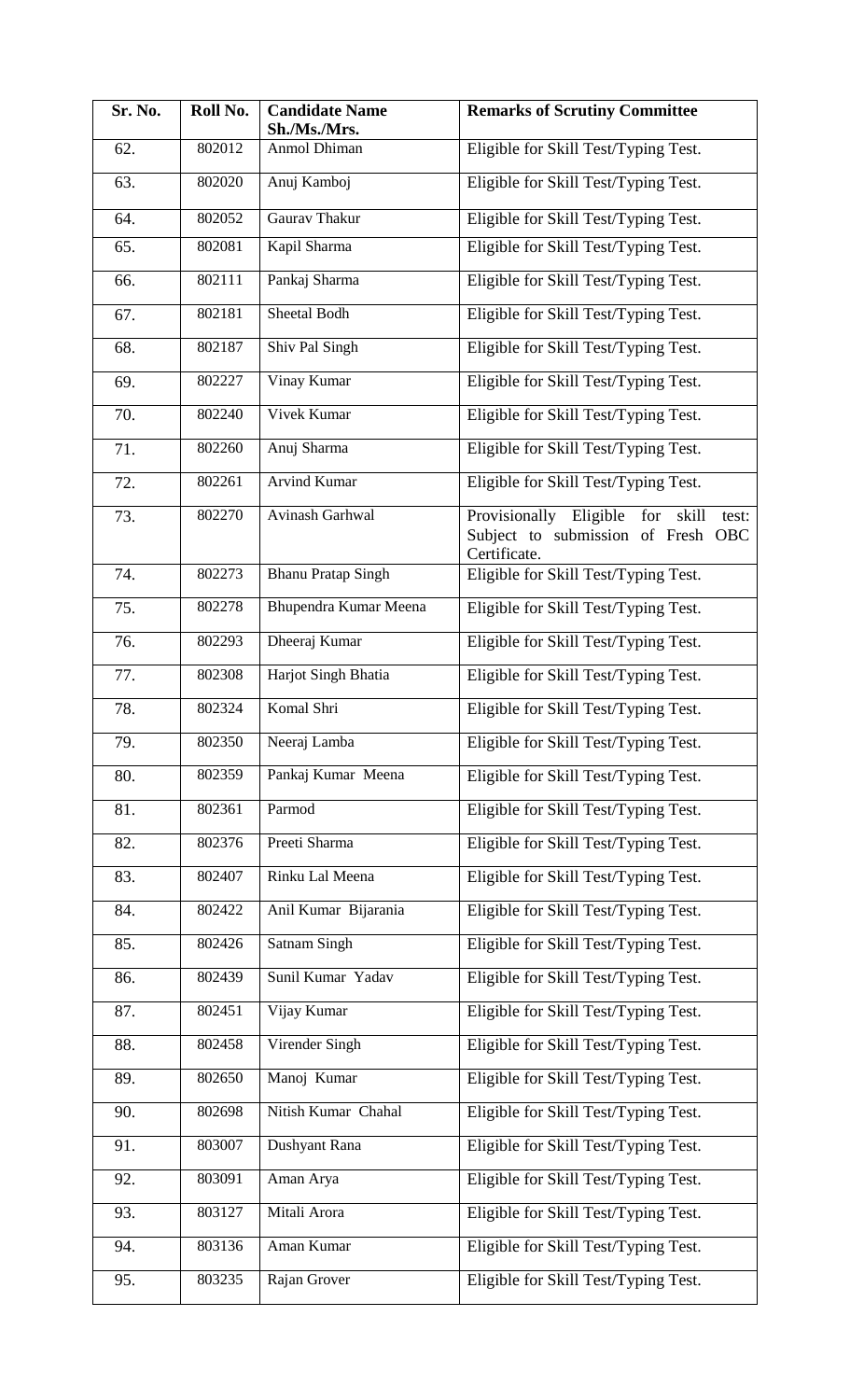| Sr. No. | Roll No. | Candidate Name Sh./Ms./Mrs. | Remarks of Scrutiny Committee |
|---|---|---|---|
| 62. | 802012 | Anmol Dhiman | Eligible for Skill Test/Typing Test. |
| 63. | 802020 | Anuj Kamboj | Eligible for Skill Test/Typing Test. |
| 64. | 802052 | Gaurav Thakur | Eligible for Skill Test/Typing Test. |
| 65. | 802081 | Kapil Sharma | Eligible for Skill Test/Typing Test. |
| 66. | 802111 | Pankaj Sharma | Eligible for Skill Test/Typing Test. |
| 67. | 802181 | Sheetal Bodh | Eligible for Skill Test/Typing Test. |
| 68. | 802187 | Shiv Pal Singh | Eligible for Skill Test/Typing Test. |
| 69. | 802227 | Vinay Kumar | Eligible for Skill Test/Typing Test. |
| 70. | 802240 | Vivek Kumar | Eligible for Skill Test/Typing Test. |
| 71. | 802260 | Anuj Sharma | Eligible for Skill Test/Typing Test. |
| 72. | 802261 | Arvind Kumar | Eligible for Skill Test/Typing Test. |
| 73. | 802270 | Avinash Garhwal | Provisionally Eligible for skill test: Subject to submission of Fresh OBC Certificate. |
| 74. | 802273 | Bhanu Pratap Singh | Eligible for Skill Test/Typing Test. |
| 75. | 802278 | Bhupendra Kumar Meena | Eligible for Skill Test/Typing Test. |
| 76. | 802293 | Dheeraj Kumar | Eligible for Skill Test/Typing Test. |
| 77. | 802308 | Harjot Singh Bhatia | Eligible for Skill Test/Typing Test. |
| 78. | 802324 | Komal Shri | Eligible for Skill Test/Typing Test. |
| 79. | 802350 | Neeraj Lamba | Eligible for Skill Test/Typing Test. |
| 80. | 802359 | Pankaj Kumar Meena | Eligible for Skill Test/Typing Test. |
| 81. | 802361 | Parmod | Eligible for Skill Test/Typing Test. |
| 82. | 802376 | Preeti Sharma | Eligible for Skill Test/Typing Test. |
| 83. | 802407 | Rinku Lal Meena | Eligible for Skill Test/Typing Test. |
| 84. | 802422 | Anil Kumar Bijarania | Eligible for Skill Test/Typing Test. |
| 85. | 802426 | Satnam Singh | Eligible for Skill Test/Typing Test. |
| 86. | 802439 | Sunil Kumar Yadav | Eligible for Skill Test/Typing Test. |
| 87. | 802451 | Vijay Kumar | Eligible for Skill Test/Typing Test. |
| 88. | 802458 | Virender Singh | Eligible for Skill Test/Typing Test. |
| 89. | 802650 | Manoj Kumar | Eligible for Skill Test/Typing Test. |
| 90. | 802698 | Nitish Kumar Chahal | Eligible for Skill Test/Typing Test. |
| 91. | 803007 | Dushyant Rana | Eligible for Skill Test/Typing Test. |
| 92. | 803091 | Aman Arya | Eligible for Skill Test/Typing Test. |
| 93. | 803127 | Mitali Arora | Eligible for Skill Test/Typing Test. |
| 94. | 803136 | Aman Kumar | Eligible for Skill Test/Typing Test. |
| 95. | 803235 | Rajan Grover | Eligible for Skill Test/Typing Test. |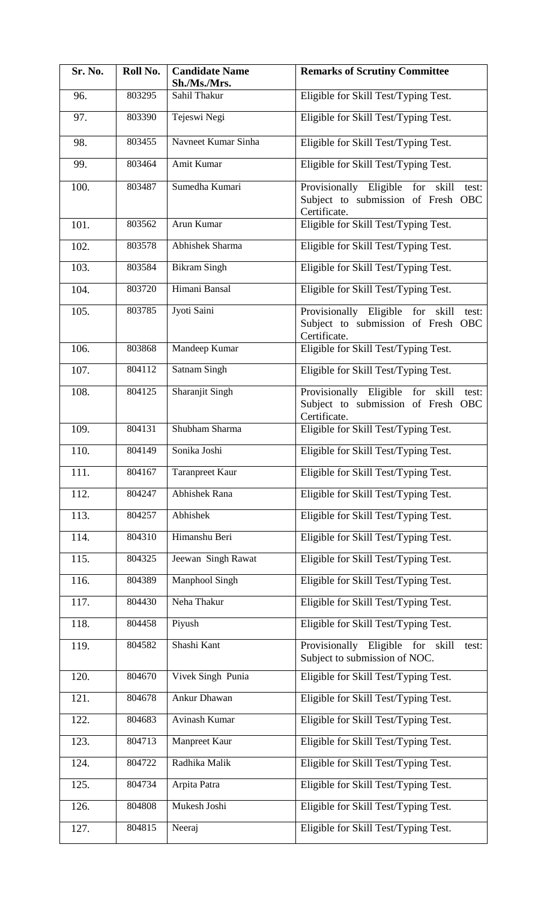| Sr. No. | Roll No. | Candidate Name Sh./Ms./Mrs. | Remarks of Scrutiny Committee |
|---|---|---|---|
| 96. | 803295 | Sahil Thakur | Eligible for Skill Test/Typing Test. |
| 97. | 803390 | Tejeswi Negi | Eligible for Skill Test/Typing Test. |
| 98. | 803455 | Navneet Kumar Sinha | Eligible for Skill Test/Typing Test. |
| 99. | 803464 | Amit Kumar | Eligible for Skill Test/Typing Test. |
| 100. | 803487 | Sumedha Kumari | Provisionally Eligible for skill test: Subject to submission of Fresh OBC Certificate. |
| 101. | 803562 | Arun Kumar | Eligible for Skill Test/Typing Test. |
| 102. | 803578 | Abhishek Sharma | Eligible for Skill Test/Typing Test. |
| 103. | 803584 | Bikram Singh | Eligible for Skill Test/Typing Test. |
| 104. | 803720 | Himani Bansal | Eligible for Skill Test/Typing Test. |
| 105. | 803785 | Jyoti Saini | Provisionally Eligible for skill test: Subject to submission of Fresh OBC Certificate. |
| 106. | 803868 | Mandeep Kumar | Eligible for Skill Test/Typing Test. |
| 107. | 804112 | Satnam Singh | Eligible for Skill Test/Typing Test. |
| 108. | 804125 | Sharanjit Singh | Provisionally Eligible for skill test: Subject to submission of Fresh OBC Certificate. |
| 109. | 804131 | Shubham Sharma | Eligible for Skill Test/Typing Test. |
| 110. | 804149 | Sonika Joshi | Eligible for Skill Test/Typing Test. |
| 111. | 804167 | Taranpreet Kaur | Eligible for Skill Test/Typing Test. |
| 112. | 804247 | Abhishek Rana | Eligible for Skill Test/Typing Test. |
| 113. | 804257 | Abhishek | Eligible for Skill Test/Typing Test. |
| 114. | 804310 | Himanshu Beri | Eligible for Skill Test/Typing Test. |
| 115. | 804325 | Jeewan Singh Rawat | Eligible for Skill Test/Typing Test. |
| 116. | 804389 | Manphool Singh | Eligible for Skill Test/Typing Test. |
| 117. | 804430 | Neha Thakur | Eligible for Skill Test/Typing Test. |
| 118. | 804458 | Piyush | Eligible for Skill Test/Typing Test. |
| 119. | 804582 | Shashi Kant | Provisionally Eligible for skill test: Subject to submission of NOC. |
| 120. | 804670 | Vivek Singh Punia | Eligible for Skill Test/Typing Test. |
| 121. | 804678 | Ankur Dhawan | Eligible for Skill Test/Typing Test. |
| 122. | 804683 | Avinash Kumar | Eligible for Skill Test/Typing Test. |
| 123. | 804713 | Manpreet Kaur | Eligible for Skill Test/Typing Test. |
| 124. | 804722 | Radhika Malik | Eligible for Skill Test/Typing Test. |
| 125. | 804734 | Arpita Patra | Eligible for Skill Test/Typing Test. |
| 126. | 804808 | Mukesh Joshi | Eligible for Skill Test/Typing Test. |
| 127. | 804815 | Neeraj | Eligible for Skill Test/Typing Test. |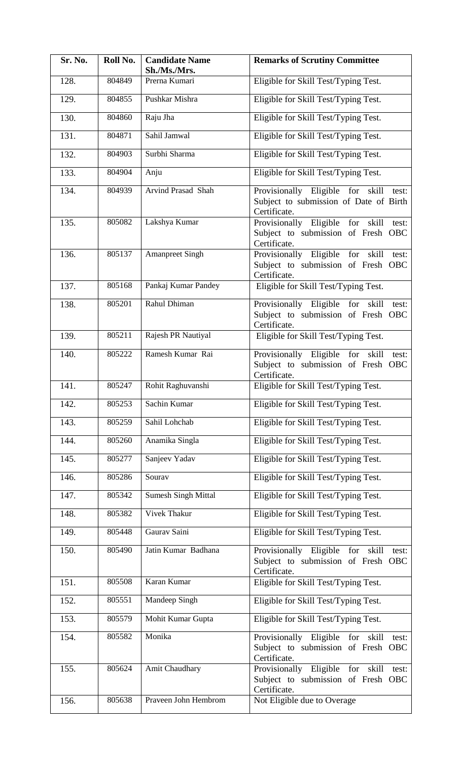| Sr. No. | Roll No. | Candidate Name Sh./Ms./Mrs. | Remarks of Scrutiny Committee |
|---|---|---|---|
| 128. | 804849 | Prerna Kumari | Eligible for Skill Test/Typing Test. |
| 129. | 804855 | Pushkar Mishra | Eligible for Skill Test/Typing Test. |
| 130. | 804860 | Raju Jha | Eligible for Skill Test/Typing Test. |
| 131. | 804871 | Sahil Jamwal | Eligible for Skill Test/Typing Test. |
| 132. | 804903 | Surbhi Sharma | Eligible for Skill Test/Typing Test. |
| 133. | 804904 | Anju | Eligible for Skill Test/Typing Test. |
| 134. | 804939 | Arvind Prasad Shah | Provisionally Eligible for skill test: Subject to submission of Date of Birth Certificate. |
| 135. | 805082 | Lakshya Kumar | Provisionally Eligible for skill test: Subject to submission of Fresh OBC Certificate. |
| 136. | 805137 | Amanpreet Singh | Provisionally Eligible for skill test: Subject to submission of Fresh OBC Certificate. |
| 137. | 805168 | Pankaj Kumar Pandey | Eligible for Skill Test/Typing Test. |
| 138. | 805201 | Rahul Dhiman | Provisionally Eligible for skill test: Subject to submission of Fresh OBC Certificate. |
| 139. | 805211 | Rajesh PR Nautiyal | Eligible for Skill Test/Typing Test. |
| 140. | 805222 | Ramesh Kumar Rai | Provisionally Eligible for skill test: Subject to submission of Fresh OBC Certificate. |
| 141. | 805247 | Rohit Raghuvanshi | Eligible for Skill Test/Typing Test. |
| 142. | 805253 | Sachin Kumar | Eligible for Skill Test/Typing Test. |
| 143. | 805259 | Sahil Lohchab | Eligible for Skill Test/Typing Test. |
| 144. | 805260 | Anamika Singla | Eligible for Skill Test/Typing Test. |
| 145. | 805277 | Sanjeev Yadav | Eligible for Skill Test/Typing Test. |
| 146. | 805286 | Sourav | Eligible for Skill Test/Typing Test. |
| 147. | 805342 | Sumesh Singh Mittal | Eligible for Skill Test/Typing Test. |
| 148. | 805382 | Vivek Thakur | Eligible for Skill Test/Typing Test. |
| 149. | 805448 | Gaurav Saini | Eligible for Skill Test/Typing Test. |
| 150. | 805490 | Jatin Kumar Badhana | Provisionally Eligible for skill test: Subject to submission of Fresh OBC Certificate. |
| 151. | 805508 | Karan Kumar | Eligible for Skill Test/Typing Test. |
| 152. | 805551 | Mandeep Singh | Eligible for Skill Test/Typing Test. |
| 153. | 805579 | Mohit Kumar Gupta | Eligible for Skill Test/Typing Test. |
| 154. | 805582 | Monika | Provisionally Eligible for skill test: Subject to submission of Fresh OBC Certificate. |
| 155. | 805624 | Amit Chaudhary | Provisionally Eligible for skill test: Subject to submission of Fresh OBC Certificate. |
| 156. | 805638 | Praveen John Hembrom | Not Eligible due to Overage |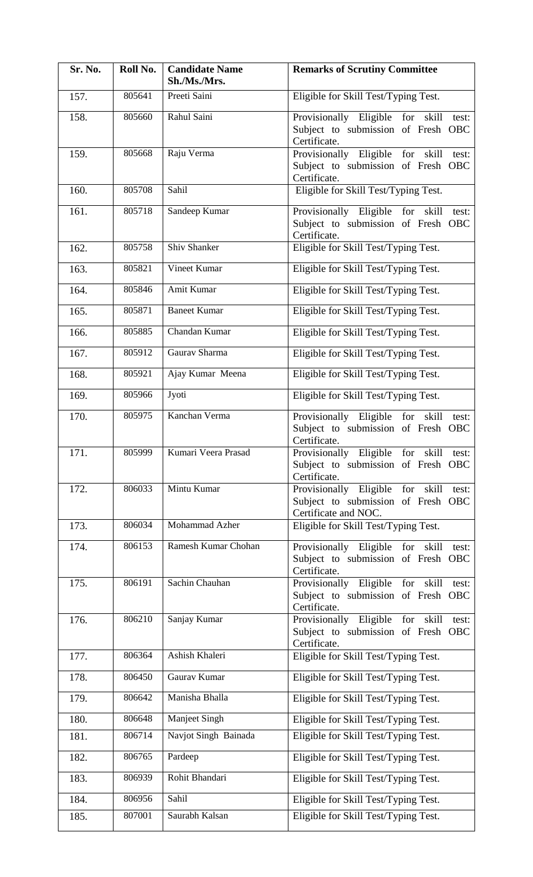| Sr. No. | Roll No. | Candidate Name Sh./Ms./Mrs. | Remarks of Scrutiny Committee |
|---|---|---|---|
| 157. | 805641 | Preeti Saini | Eligible for Skill Test/Typing Test. |
| 158. | 805660 | Rahul Saini | Provisionally Eligible for skill test: Subject to submission of Fresh OBC Certificate. |
| 159. | 805668 | Raju Verma | Provisionally Eligible for skill test: Subject to submission of Fresh OBC Certificate. |
| 160. | 805708 | Sahil | Eligible for Skill Test/Typing Test. |
| 161. | 805718 | Sandeep Kumar | Provisionally Eligible for skill test: Subject to submission of Fresh OBC Certificate. |
| 162. | 805758 | Shiv Shanker | Eligible for Skill Test/Typing Test. |
| 163. | 805821 | Vineet Kumar | Eligible for Skill Test/Typing Test. |
| 164. | 805846 | Amit Kumar | Eligible for Skill Test/Typing Test. |
| 165. | 805871 | Baneet Kumar | Eligible for Skill Test/Typing Test. |
| 166. | 805885 | Chandan Kumar | Eligible for Skill Test/Typing Test. |
| 167. | 805912 | Gaurav Sharma | Eligible for Skill Test/Typing Test. |
| 168. | 805921 | Ajay Kumar Meena | Eligible for Skill Test/Typing Test. |
| 169. | 805966 | Jyoti | Eligible for Skill Test/Typing Test. |
| 170. | 805975 | Kanchan Verma | Provisionally Eligible for skill test: Subject to submission of Fresh OBC Certificate. |
| 171. | 805999 | Kumari Veera Prasad | Provisionally Eligible for skill test: Subject to submission of Fresh OBC Certificate. |
| 172. | 806033 | Mintu Kumar | Provisionally Eligible for skill test: Subject to submission of Fresh OBC Certificate and NOC. |
| 173. | 806034 | Mohammad Azher | Eligible for Skill Test/Typing Test. |
| 174. | 806153 | Ramesh Kumar Chohan | Provisionally Eligible for skill test: Subject to submission of Fresh OBC Certificate. |
| 175. | 806191 | Sachin Chauhan | Provisionally Eligible for skill test: Subject to submission of Fresh OBC Certificate. |
| 176. | 806210 | Sanjay Kumar | Provisionally Eligible for skill test: Subject to submission of Fresh OBC Certificate. |
| 177. | 806364 | Ashish Khaleri | Eligible for Skill Test/Typing Test. |
| 178. | 806450 | Gaurav Kumar | Eligible for Skill Test/Typing Test. |
| 179. | 806642 | Manisha Bhalla | Eligible for Skill Test/Typing Test. |
| 180. | 806648 | Manjeet Singh | Eligible for Skill Test/Typing Test. |
| 181. | 806714 | Navjot Singh Bainada | Eligible for Skill Test/Typing Test. |
| 182. | 806765 | Pardeep | Eligible for Skill Test/Typing Test. |
| 183. | 806939 | Rohit Bhandari | Eligible for Skill Test/Typing Test. |
| 184. | 806956 | Sahil | Eligible for Skill Test/Typing Test. |
| 185. | 807001 | Saurabh Kalsan | Eligible for Skill Test/Typing Test. |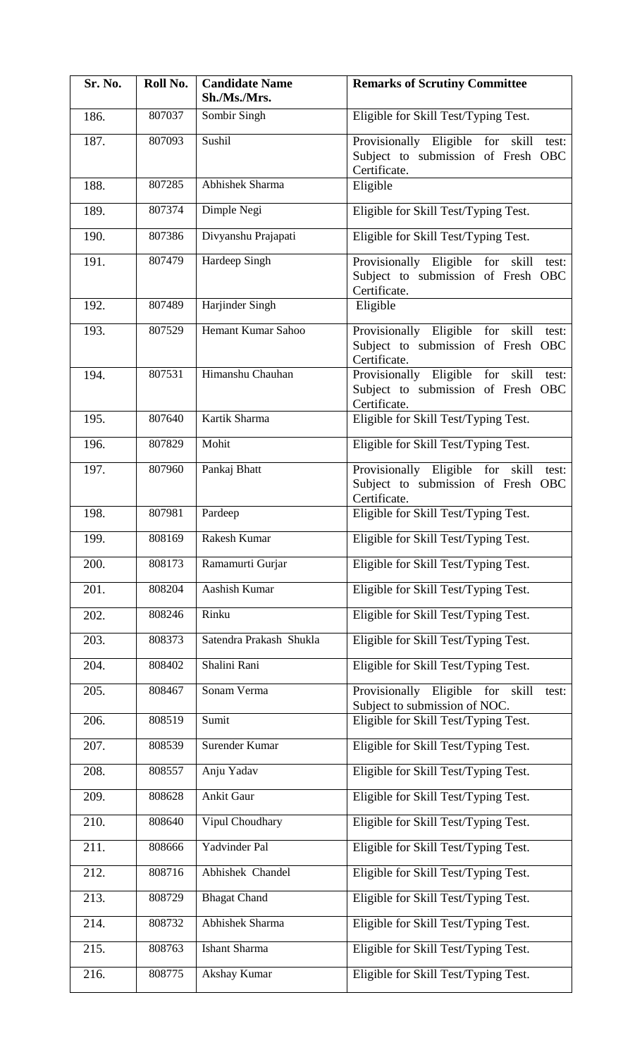| Sr. No. | Roll No. | Candidate Name Sh./Ms./Mrs. | Remarks of Scrutiny Committee |
|---|---|---|---|
| 186. | 807037 | Sombir Singh | Eligible for Skill Test/Typing Test. |
| 187. | 807093 | Sushil | Provisionally Eligible for skill test: Subject to submission of Fresh OBC Certificate. |
| 188. | 807285 | Abhishek Sharma | Eligible |
| 189. | 807374 | Dimple Negi | Eligible for Skill Test/Typing Test. |
| 190. | 807386 | Divyanshu Prajapati | Eligible for Skill Test/Typing Test. |
| 191. | 807479 | Hardeep Singh | Provisionally Eligible for skill test: Subject to submission of Fresh OBC Certificate. |
| 192. | 807489 | Harjinder Singh | Eligible |
| 193. | 807529 | Hemant Kumar Sahoo | Provisionally Eligible for skill test: Subject to submission of Fresh OBC Certificate. |
| 194. | 807531 | Himanshu Chauhan | Provisionally Eligible for skill test: Subject to submission of Fresh OBC Certificate. |
| 195. | 807640 | Kartik Sharma | Eligible for Skill Test/Typing Test. |
| 196. | 807829 | Mohit | Eligible for Skill Test/Typing Test. |
| 197. | 807960 | Pankaj Bhatt | Provisionally Eligible for skill test: Subject to submission of Fresh OBC Certificate. |
| 198. | 807981 | Pardeep | Eligible for Skill Test/Typing Test. |
| 199. | 808169 | Rakesh Kumar | Eligible for Skill Test/Typing Test. |
| 200. | 808173 | Ramamurti Gurjar | Eligible for Skill Test/Typing Test. |
| 201. | 808204 | Aashish Kumar | Eligible for Skill Test/Typing Test. |
| 202. | 808246 | Rinku | Eligible for Skill Test/Typing Test. |
| 203. | 808373 | Satendra Prakash Shukla | Eligible for Skill Test/Typing Test. |
| 204. | 808402 | Shalini Rani | Eligible for Skill Test/Typing Test. |
| 205. | 808467 | Sonam Verma | Provisionally Eligible for skill test: Subject to submission of NOC. |
| 206. | 808519 | Sumit | Eligible for Skill Test/Typing Test. |
| 207. | 808539 | Surender Kumar | Eligible for Skill Test/Typing Test. |
| 208. | 808557 | Anju Yadav | Eligible for Skill Test/Typing Test. |
| 209. | 808628 | Ankit Gaur | Eligible for Skill Test/Typing Test. |
| 210. | 808640 | Vipul Choudhary | Eligible for Skill Test/Typing Test. |
| 211. | 808666 | Yadvinder Pal | Eligible for Skill Test/Typing Test. |
| 212. | 808716 | Abhishek Chandel | Eligible for Skill Test/Typing Test. |
| 213. | 808729 | Bhagat Chand | Eligible for Skill Test/Typing Test. |
| 214. | 808732 | Abhishek Sharma | Eligible for Skill Test/Typing Test. |
| 215. | 808763 | Ishant Sharma | Eligible for Skill Test/Typing Test. |
| 216. | 808775 | Akshay Kumar | Eligible for Skill Test/Typing Test. |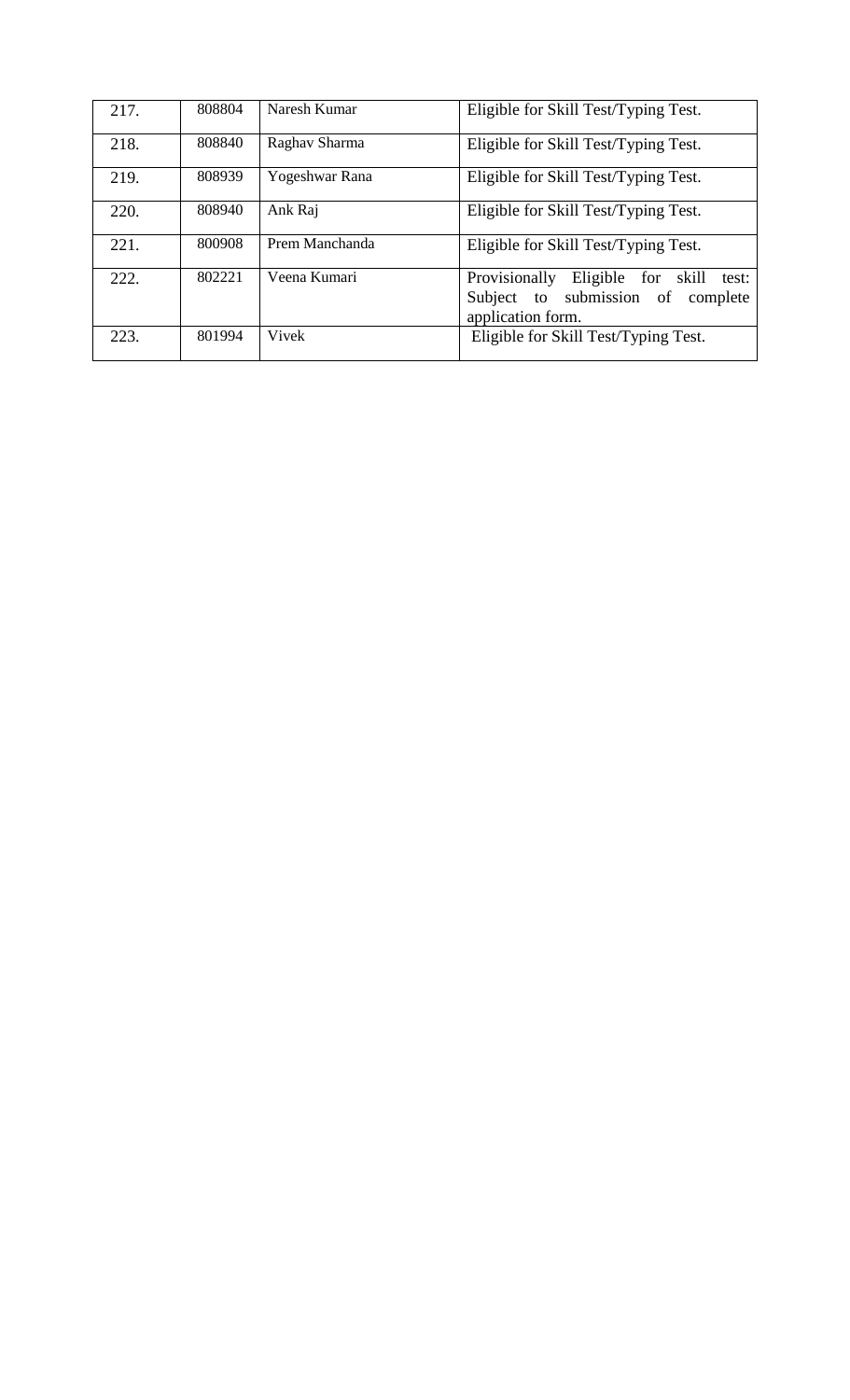| | | | |
|---|---|---|---|
| 217. | 808804 | Naresh Kumar | Eligible for Skill Test/Typing Test. |
| 218. | 808840 | Raghav Sharma | Eligible for Skill Test/Typing Test. |
| 219. | 808939 | Yogeshwar Rana | Eligible for Skill Test/Typing Test. |
| 220. | 808940 | Ank Raj | Eligible for Skill Test/Typing Test. |
| 221. | 800908 | Prem Manchanda | Eligible for Skill Test/Typing Test. |
| 222. | 802221 | Veena Kumari | Provisionally Eligible for skill test: Subject to submission of complete application form. |
| 223. | 801994 | Vivek | Eligible for Skill Test/Typing Test. |